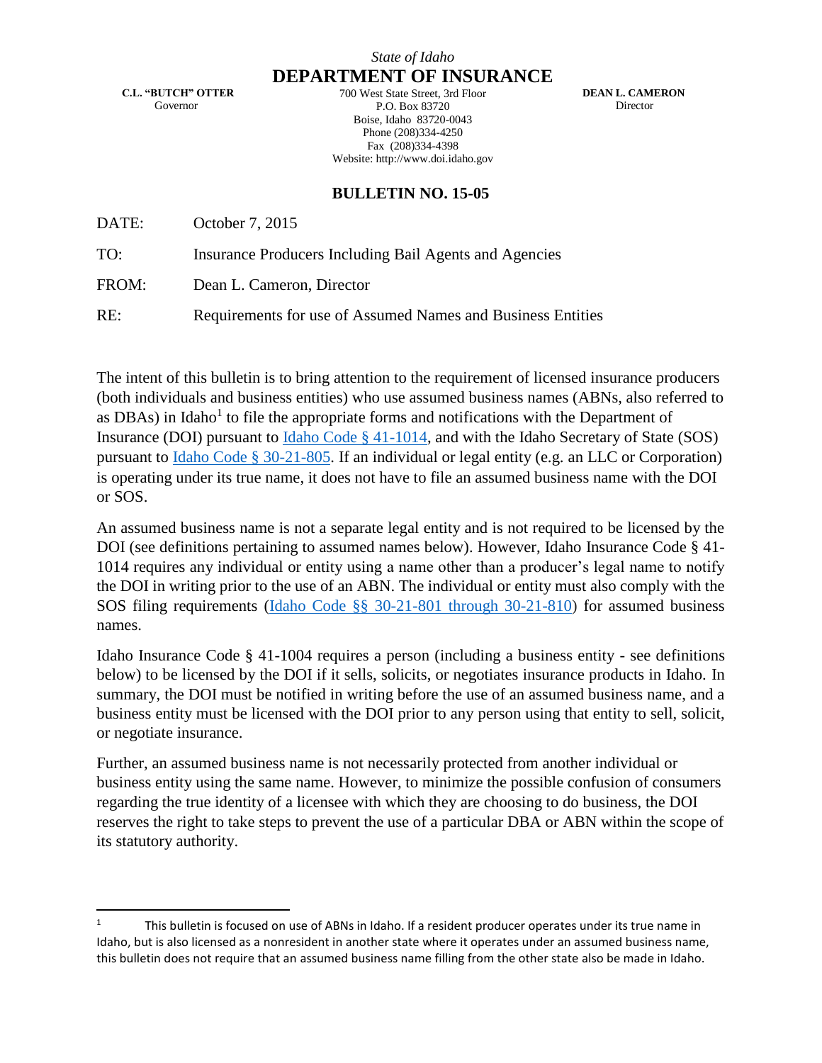*State of Idaho*

**DEPARTMENT OF INSURANCE**

**C.L. "BUTCH" OTTER**
Governor

700 West State Street, 3rd Floor
P.O. Box 83720
Boise, Idaho 83720-0043
Phone (208)334-4250
Fax (208)334-4398
Website: http://www.doi.idaho.gov

**DEAN L. CAMERON**
Director

## BULLETIN NO. 15-05

DATE: October 7, 2015

TO: Insurance Producers Including Bail Agents and Agencies

FROM: Dean L. Cameron, Director

RE: Requirements for use of Assumed Names and Business Entities

The intent of this bulletin is to bring attention to the requirement of licensed insurance producers (both individuals and business entities) who use assumed business names (ABNs, also referred to as DBAs) in Idaho[1] to file the appropriate forms and notifications with the Department of Insurance (DOI) pursuant to Idaho Code § 41-1014, and with the Idaho Secretary of State (SOS) pursuant to Idaho Code § 30-21-805. If an individual or legal entity (e.g. an LLC or Corporation) is operating under its true name, it does not have to file an assumed business name with the DOI or SOS.

An assumed business name is not a separate legal entity and is not required to be licensed by the DOI (see definitions pertaining to assumed names below). However, Idaho Insurance Code § 41-1014 requires any individual or entity using a name other than a producer's legal name to notify the DOI in writing prior to the use of an ABN. The individual or entity must also comply with the SOS filing requirements (Idaho Code §§ 30-21-801 through 30-21-810) for assumed business names.

Idaho Insurance Code § 41-1004 requires a person (including a business entity - see definitions below) to be licensed by the DOI if it sells, solicits, or negotiates insurance products in Idaho. In summary, the DOI must be notified in writing before the use of an assumed business name, and a business entity must be licensed with the DOI prior to any person using that entity to sell, solicit, or negotiate insurance.

Further, an assumed business name is not necessarily protected from another individual or business entity using the same name. However, to minimize the possible confusion of consumers regarding the true identity of a licensee with which they are choosing to do business, the DOI reserves the right to take steps to prevent the use of a particular DBA or ABN within the scope of its statutory authority.

---

[1] This bulletin is focused on use of ABNs in Idaho. If a resident producer operates under its true name in Idaho, but is also licensed as a nonresident in another state where it operates under an assumed business name, this bulletin does not require that an assumed business name filling from the other state also be made in Idaho.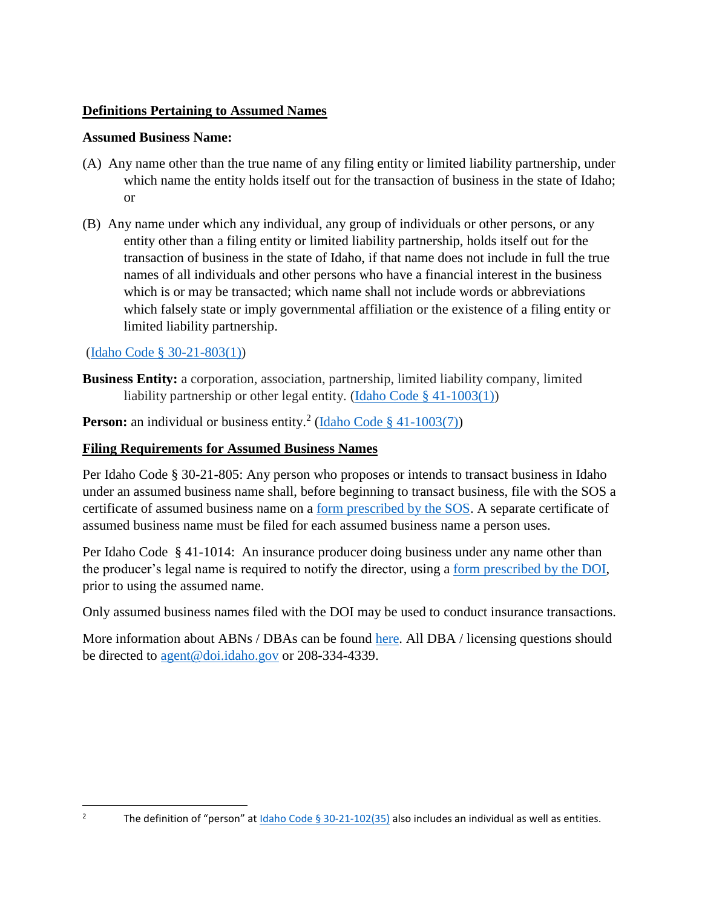## Definitions Pertaining to Assumed Names

**Assumed Business Name:**

(A) Any name other than the true name of any filing entity or limited liability partnership, under which name the entity holds itself out for the transaction of business in the state of Idaho; or

(B) Any name under which any individual, any group of individuals or other persons, or any entity other than a filing entity or limited liability partnership, holds itself out for the transaction of business in the state of Idaho, if that name does not include in full the true names of all individuals and other persons who have a financial interest in the business which is or may be transacted; which name shall not include words or abbreviations which falsely state or imply governmental affiliation or the existence of a filing entity or limited liability partnership.

(Idaho Code § 30-21-803(1))

**Business Entity:** a corporation, association, partnership, limited liability company, limited liability partnership or other legal entity. (Idaho Code § 41-1003(1))

**Person:** an individual or business entity.[2] (Idaho Code § 41-1003(7))

## Filing Requirements for Assumed Business Names

Per Idaho Code § 30-21-805: Any person who proposes or intends to transact business in Idaho under an assumed business name shall, before beginning to transact business, file with the SOS a certificate of assumed business name on a form prescribed by the SOS. A separate certificate of assumed business name must be filed for each assumed business name a person uses.

Per Idaho Code § 41-1014: An insurance producer doing business under any name other than the producer's legal name is required to notify the director, using a form prescribed by the DOI, prior to using the assumed name.

Only assumed business names filed with the DOI may be used to conduct insurance transactions.

More information about ABNs / DBAs can be found here. All DBA / licensing questions should be directed to agent@doi.idaho.gov or 208-334-4339.

---

[2] The definition of "person" at Idaho Code § 30-21-102(35) also includes an individual as well as entities.